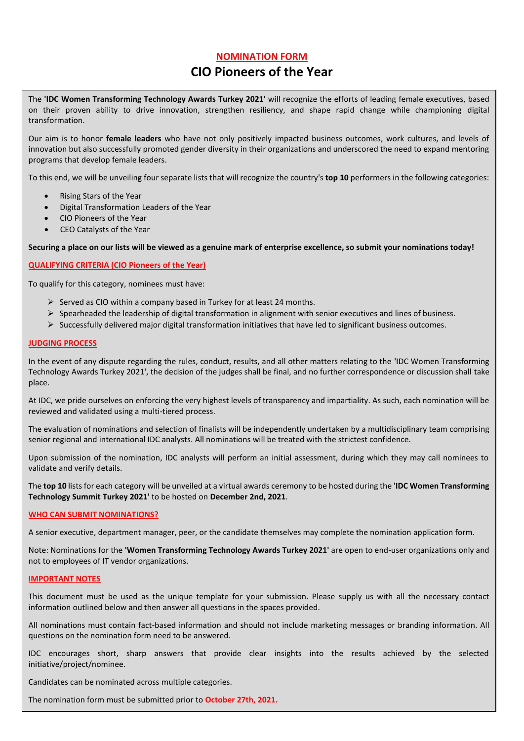# NOMINATION FORM

# CIO Pioneers of the Year

The **'IDC Women Transforming Technology Awards Turkey 2021'** will recognize the efforts of leading female executives, based on their proven ability to drive innovation, strengthen resiliency, and shape rapid change while championing digital transformation.

Our aim is to honor **female leaders** who have not only positively impacted business outcomes, work cultures, and levels of innovation but also successfully promoted gender diversity in their organizations and underscored the need to expand mentoring programs that develop female leaders.

To this end, we will be unveiling four separate lists that will recognize the country's **top 10** performers in the following categories:

- Rising Stars of the Year
- Digital Transformation Leaders of the Year
- CIO Pioneers of the Year
- CEO Catalysts of the Year

**Securing a place on our lists will be viewed as a genuine mark of enterprise excellence, so submit your nominations today!**

## QUALIFYING CRITERIA (CIO Pioneers of the Year)

To qualify for this category, nominees must have:

- Served as CIO within a company based in Turkey for at least 24 months.
- Spearheaded the leadership of digital transformation in alignment with senior executives and lines of business.
- Successfully delivered major digital transformation initiatives that have led to significant business outcomes.

## JUDGING PROCESS

In the event of any dispute regarding the rules, conduct, results, and all other matters relating to the 'IDC Women Transforming Technology Awards Turkey 2021', the decision of the judges shall be final, and no further correspondence or discussion shall take place.

At IDC, we pride ourselves on enforcing the very highest levels of transparency and impartiality. As such, each nomination will be reviewed and validated using a multi-tiered process.

The evaluation of nominations and selection of finalists will be independently undertaken by a multidisciplinary team comprising senior regional and international IDC analysts. All nominations will be treated with the strictest confidence.

Upon submission of the nomination, IDC analysts will perform an initial assessment, during which they may call nominees to validate and verify details.

The **top 10** lists for each category will be unveiled at a virtual awards ceremony to be hosted during the '**IDC Women Transforming Technology Summit Turkey 2021'** to be hosted on **December 2nd, 2021**.

## WHO CAN SUBMIT NOMINATIONS?

A senior executive, department manager, peer, or the candidate themselves may complete the nomination application form.

Note: Nominations for the **'Women Transforming Technology Awards Turkey 2021'** are open to end-user organizations only and not to employees of IT vendor organizations.

## IMPORTANT NOTES

This document must be used as the unique template for your submission. Please supply us with all the necessary contact information outlined below and then answer all questions in the spaces provided.

All nominations must contain fact-based information and should not include marketing messages or branding information. All questions on the nomination form need to be answered.

IDC encourages short, sharp answers that provide clear insights into the results achieved by the selected initiative/project/nominee.

Candidates can be nominated across multiple categories.

The nomination form must be submitted prior to **October 27th, 2021.**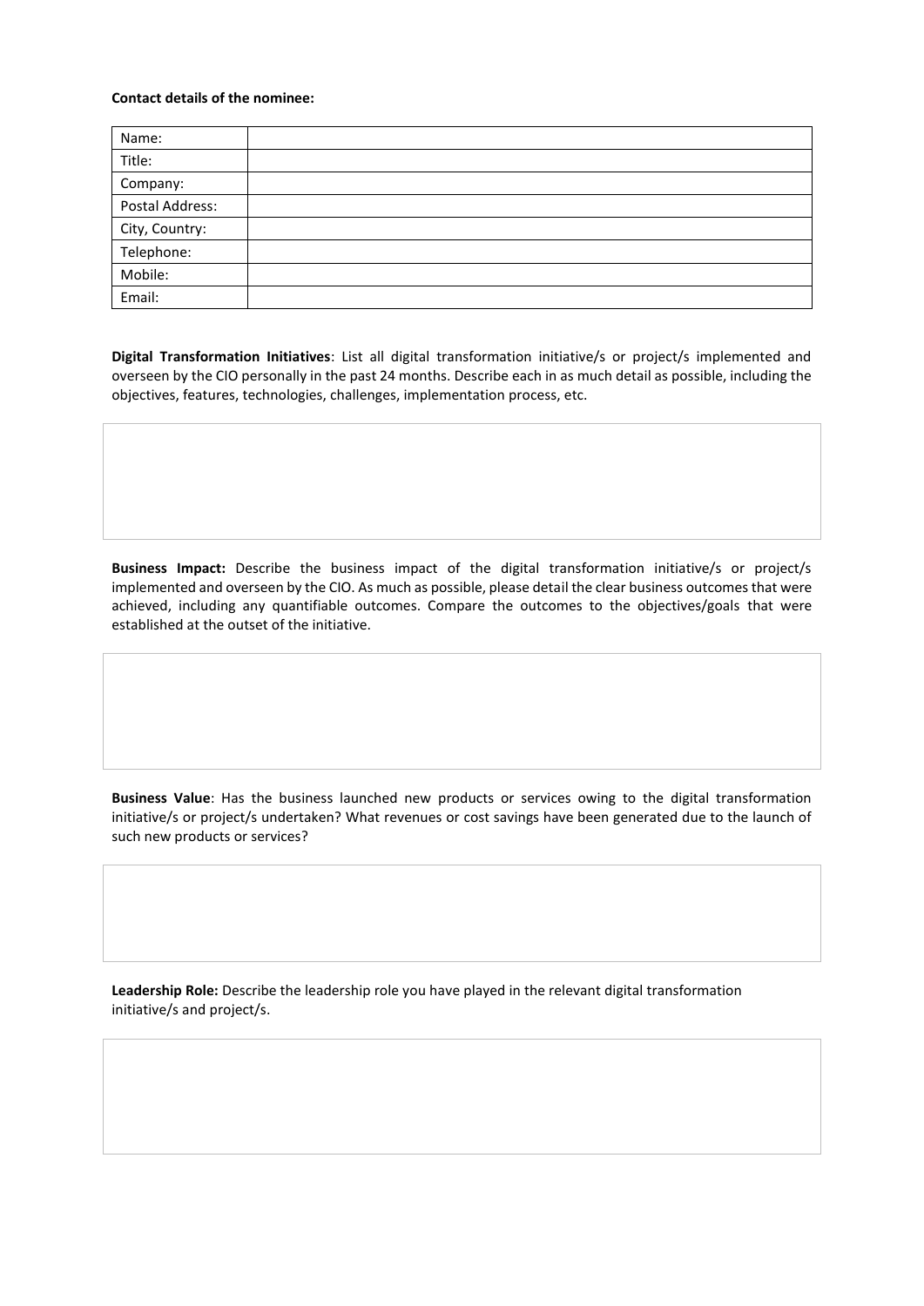**Contact details of the nominee:**

| | |
|---|---|
| Name: | |
| Title: | |
| Company: | |
| Postal Address: | |
| City, Country: | |
| Telephone: | |
| Mobile: | |
| Email: | |

**Digital Transformation Initiatives**: List all digital transformation initiative/s or project/s implemented and overseen by the CIO personally in the past 24 months. Describe each in as much detail as possible, including the objectives, features, technologies, challenges, implementation process, etc.

**Business Impact:** Describe the business impact of the digital transformation initiative/s or project/s implemented and overseen by the CIO. As much as possible, please detail the clear business outcomes that were achieved, including any quantifiable outcomes. Compare the outcomes to the objectives/goals that were established at the outset of the initiative.

**Business Value**: Has the business launched new products or services owing to the digital transformation initiative/s or project/s undertaken? What revenues or cost savings have been generated due to the launch of such new products or services?

**Leadership Role:** Describe the leadership role you have played in the relevant digital transformation initiative/s and project/s.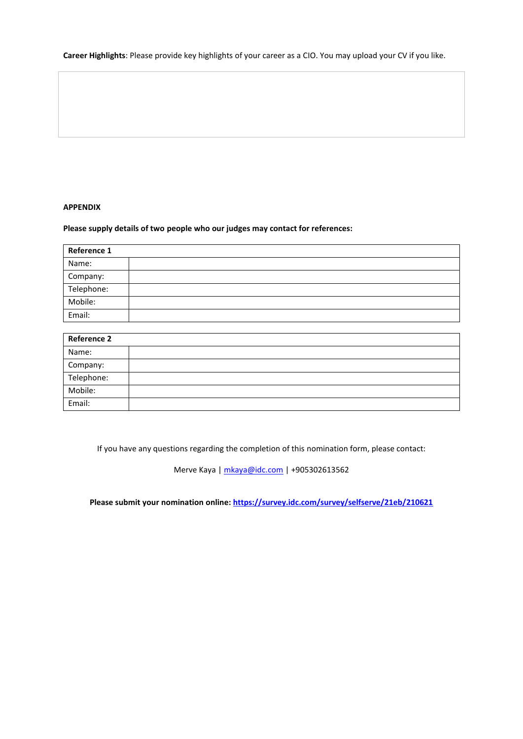**Career Highlights**: Please provide key highlights of your career as a CIO. You may upload your CV if you like.

**APPENDIX**

**Please supply details of two people who our judges may contact for references:**

| **Reference 1** | |
|---|---|
| Name: | |
| Company: | |
| Telephone: | |
| Mobile: | |
| Email: | |

| **Reference 2** | |
|---|---|
| Name: | |
| Company: | |
| Telephone: | |
| Mobile: | |
| Email: | |

If you have any questions regarding the completion of this nomination form, please contact:

Merve Kaya | mkaya@idc.com | +905302613562

**Please submit your nomination online: https://survey.idc.com/survey/selfserve/21eb/210621**